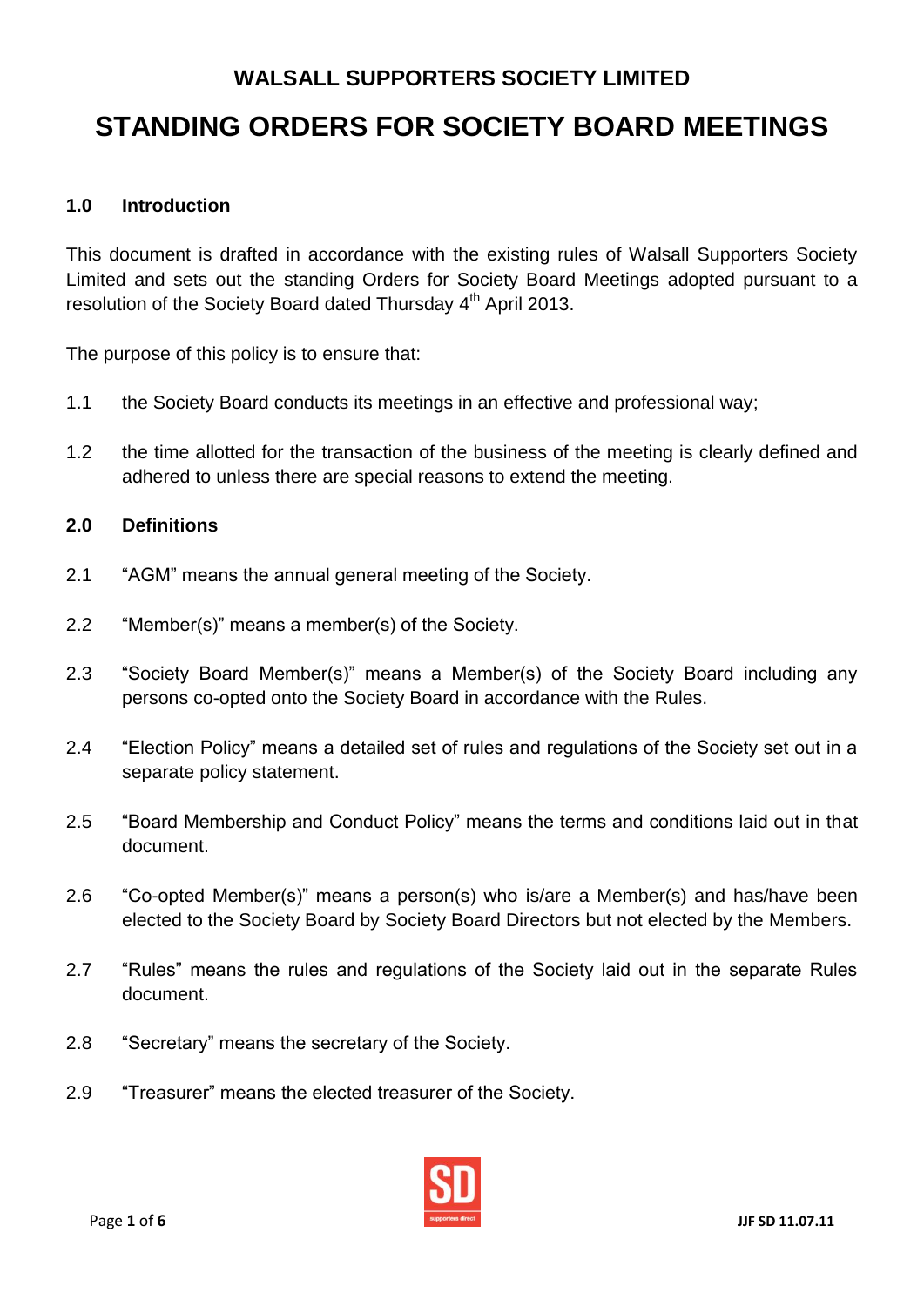# WALSALL SUPPORTERS SOCIETY LIMITED

# STANDING ORDERS FOR SOCIETY BOARD MEETINGS

## 1.0 Introduction

This document is drafted in accordance with the existing rules of Walsall Supporters Society Limited and sets out the standing Orders for Society Board Meetings adopted pursuant to a resolution of the Society Board dated Thursday 4th April 2013.

The purpose of this policy is to ensure that:

1.1 the Society Board conducts its meetings in an effective and professional way;

1.2 the time allotted for the transaction of the business of the meeting is clearly defined and adhered to unless there are special reasons to extend the meeting.

## 2.0 Definitions

2.1 "AGM" means the annual general meeting of the Society.

2.2 "Member(s)" means a member(s) of the Society.

2.3 "Society Board Member(s)" means a Member(s) of the Society Board including any persons co-opted onto the Society Board in accordance with the Rules.

2.4 "Election Policy" means a detailed set of rules and regulations of the Society set out in a separate policy statement.

2.5 "Board Membership and Conduct Policy" means the terms and conditions laid out in that document.

2.6 "Co-opted Member(s)" means a person(s) who is/are a Member(s) and has/have been elected to the Society Board by Society Board Directors but not elected by the Members.

2.7 "Rules" means the rules and regulations of the Society laid out in the separate Rules document.

2.8 "Secretary" means the secretary of the Society.

2.9 "Treasurer" means the elected treasurer of the Society.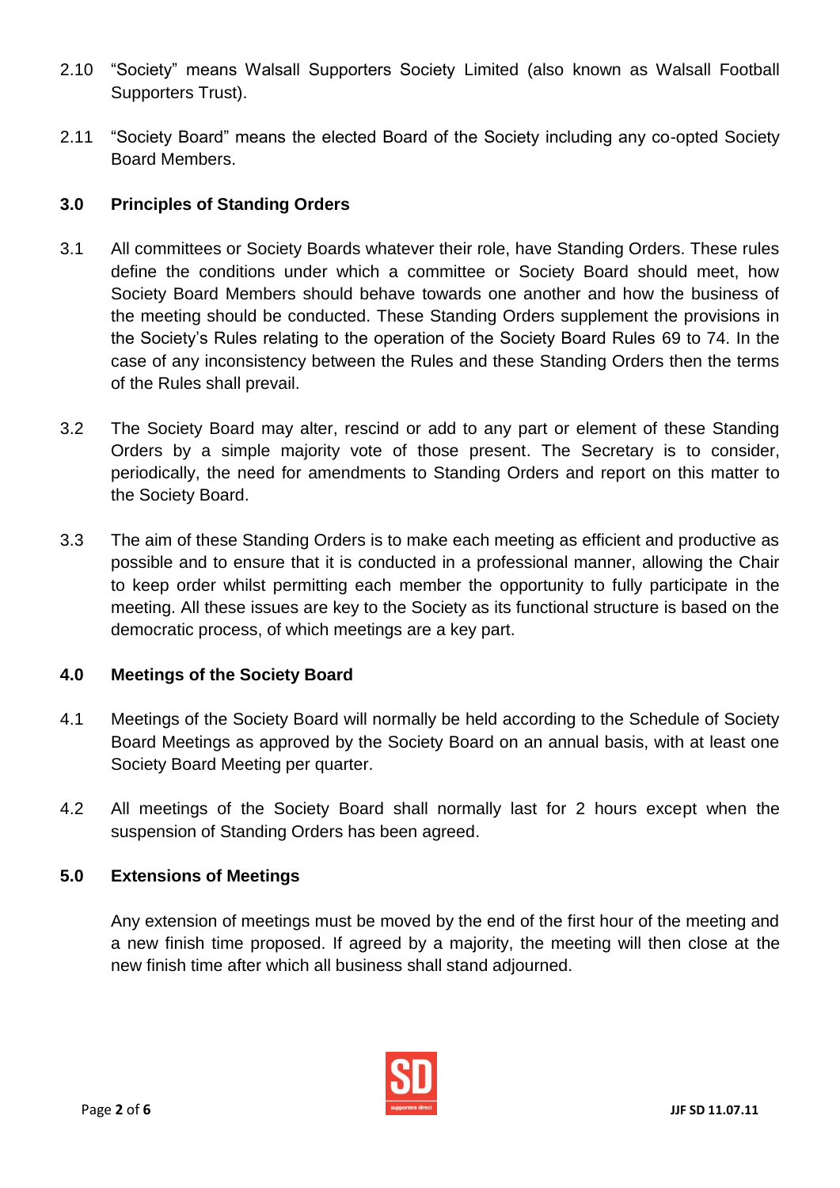2.10 "Society" means Walsall Supporters Society Limited (also known as Walsall Football Supporters Trust).

2.11 "Society Board" means the elected Board of the Society including any co-opted Society Board Members.

## 3.0 Principles of Standing Orders

3.1 All committees or Society Boards whatever their role, have Standing Orders. These rules define the conditions under which a committee or Society Board should meet, how Society Board Members should behave towards one another and how the business of the meeting should be conducted. These Standing Orders supplement the provisions in the Society's Rules relating to the operation of the Society Board Rules 69 to 74. In the case of any inconsistency between the Rules and these Standing Orders then the terms of the Rules shall prevail.

3.2 The Society Board may alter, rescind or add to any part or element of these Standing Orders by a simple majority vote of those present. The Secretary is to consider, periodically, the need for amendments to Standing Orders and report on this matter to the Society Board.

3.3 The aim of these Standing Orders is to make each meeting as efficient and productive as possible and to ensure that it is conducted in a professional manner, allowing the Chair to keep order whilst permitting each member the opportunity to fully participate in the meeting. All these issues are key to the Society as its functional structure is based on the democratic process, of which meetings are a key part.

## 4.0 Meetings of the Society Board

4.1 Meetings of the Society Board will normally be held according to the Schedule of Society Board Meetings as approved by the Society Board on an annual basis, with at least one Society Board Meeting per quarter.

4.2 All meetings of the Society Board shall normally last for 2 hours except when the suspension of Standing Orders has been agreed.

## 5.0 Extensions of Meetings

Any extension of meetings must be moved by the end of the first hour of the meeting and a new finish time proposed. If agreed by a majority, the meeting will then close at the new finish time after which all business shall stand adjourned.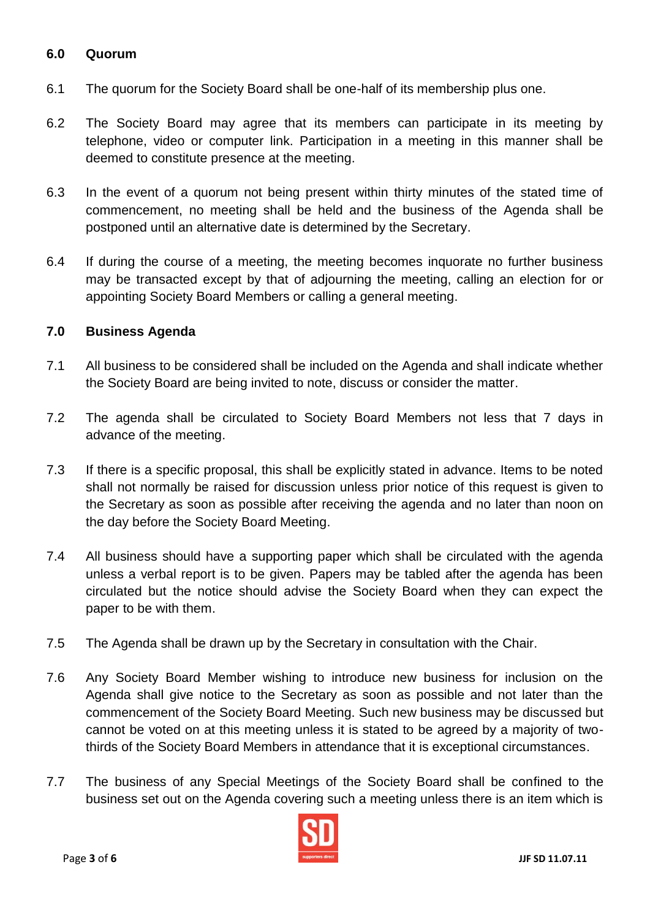## 6.0 Quorum

6.1 The quorum for the Society Board shall be one-half of its membership plus one.

6.2 The Society Board may agree that its members can participate in its meeting by telephone, video or computer link. Participation in a meeting in this manner shall be deemed to constitute presence at the meeting.

6.3 In the event of a quorum not being present within thirty minutes of the stated time of commencement, no meeting shall be held and the business of the Agenda shall be postponed until an alternative date is determined by the Secretary.

6.4 If during the course of a meeting, the meeting becomes inquorate no further business may be transacted except by that of adjourning the meeting, calling an election for or appointing Society Board Members or calling a general meeting.

## 7.0 Business Agenda

7.1 All business to be considered shall be included on the Agenda and shall indicate whether the Society Board are being invited to note, discuss or consider the matter.

7.2 The agenda shall be circulated to Society Board Members not less that 7 days in advance of the meeting.

7.3 If there is a specific proposal, this shall be explicitly stated in advance. Items to be noted shall not normally be raised for discussion unless prior notice of this request is given to the Secretary as soon as possible after receiving the agenda and no later than noon on the day before the Society Board Meeting.

7.4 All business should have a supporting paper which shall be circulated with the agenda unless a verbal report is to be given. Papers may be tabled after the agenda has been circulated but the notice should advise the Society Board when they can expect the paper to be with them.

7.5 The Agenda shall be drawn up by the Secretary in consultation with the Chair.

7.6 Any Society Board Member wishing to introduce new business for inclusion on the Agenda shall give notice to the Secretary as soon as possible and not later than the commencement of the Society Board Meeting. Such new business may be discussed but cannot be voted on at this meeting unless it is stated to be agreed by a majority of two-thirds of the Society Board Members in attendance that it is exceptional circumstances.

7.7 The business of any Special Meetings of the Society Board shall be confined to the business set out on the Agenda covering such a meeting unless there is an item which is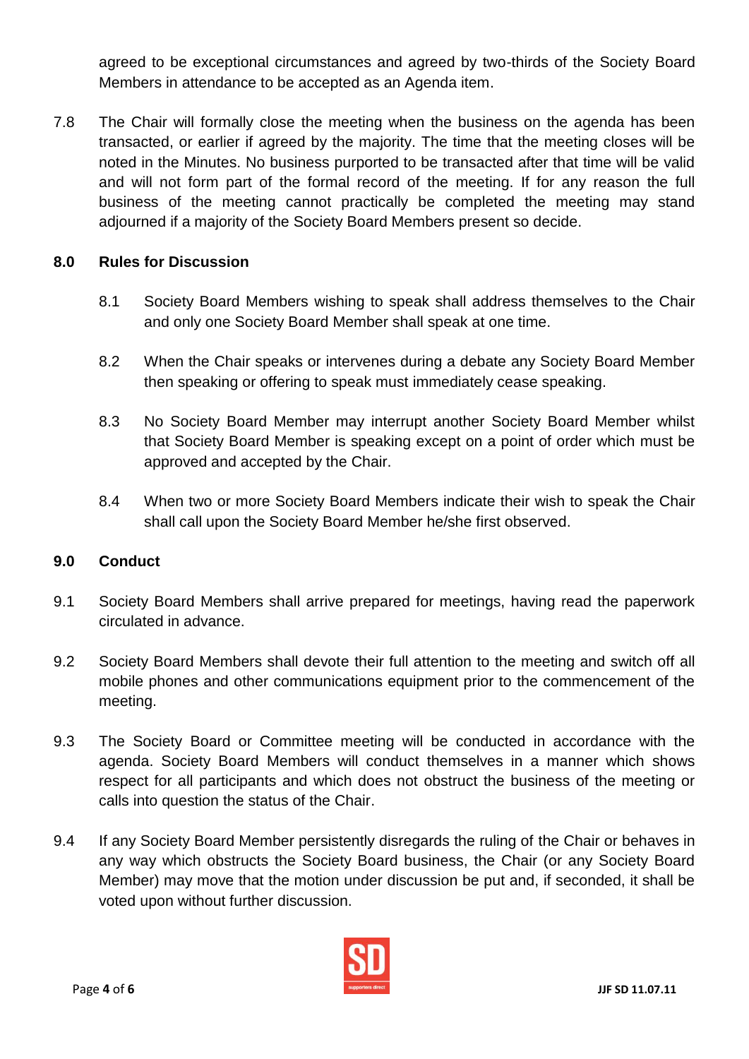agreed to be exceptional circumstances and agreed by two-thirds of the Society Board Members in attendance to be accepted as an Agenda item.

7.8 The Chair will formally close the meeting when the business on the agenda has been transacted, or earlier if agreed by the majority. The time that the meeting closes will be noted in the Minutes. No business purported to be transacted after that time will be valid and will not form part of the formal record of the meeting. If for any reason the full business of the meeting cannot practically be completed the meeting may stand adjourned if a majority of the Society Board Members present so decide.

## 8.0 Rules for Discussion

8.1 Society Board Members wishing to speak shall address themselves to the Chair and only one Society Board Member shall speak at one time.

8.2 When the Chair speaks or intervenes during a debate any Society Board Member then speaking or offering to speak must immediately cease speaking.

8.3 No Society Board Member may interrupt another Society Board Member whilst that Society Board Member is speaking except on a point of order which must be approved and accepted by the Chair.

8.4 When two or more Society Board Members indicate their wish to speak the Chair shall call upon the Society Board Member he/she first observed.

## 9.0 Conduct

9.1 Society Board Members shall arrive prepared for meetings, having read the paperwork circulated in advance.

9.2 Society Board Members shall devote their full attention to the meeting and switch off all mobile phones and other communications equipment prior to the commencement of the meeting.

9.3 The Society Board or Committee meeting will be conducted in accordance with the agenda. Society Board Members will conduct themselves in a manner which shows respect for all participants and which does not obstruct the business of the meeting or calls into question the status of the Chair.

9.4 If any Society Board Member persistently disregards the ruling of the Chair or behaves in any way which obstructs the Society Board business, the Chair (or any Society Board Member) may move that the motion under discussion be put and, if seconded, it shall be voted upon without further discussion.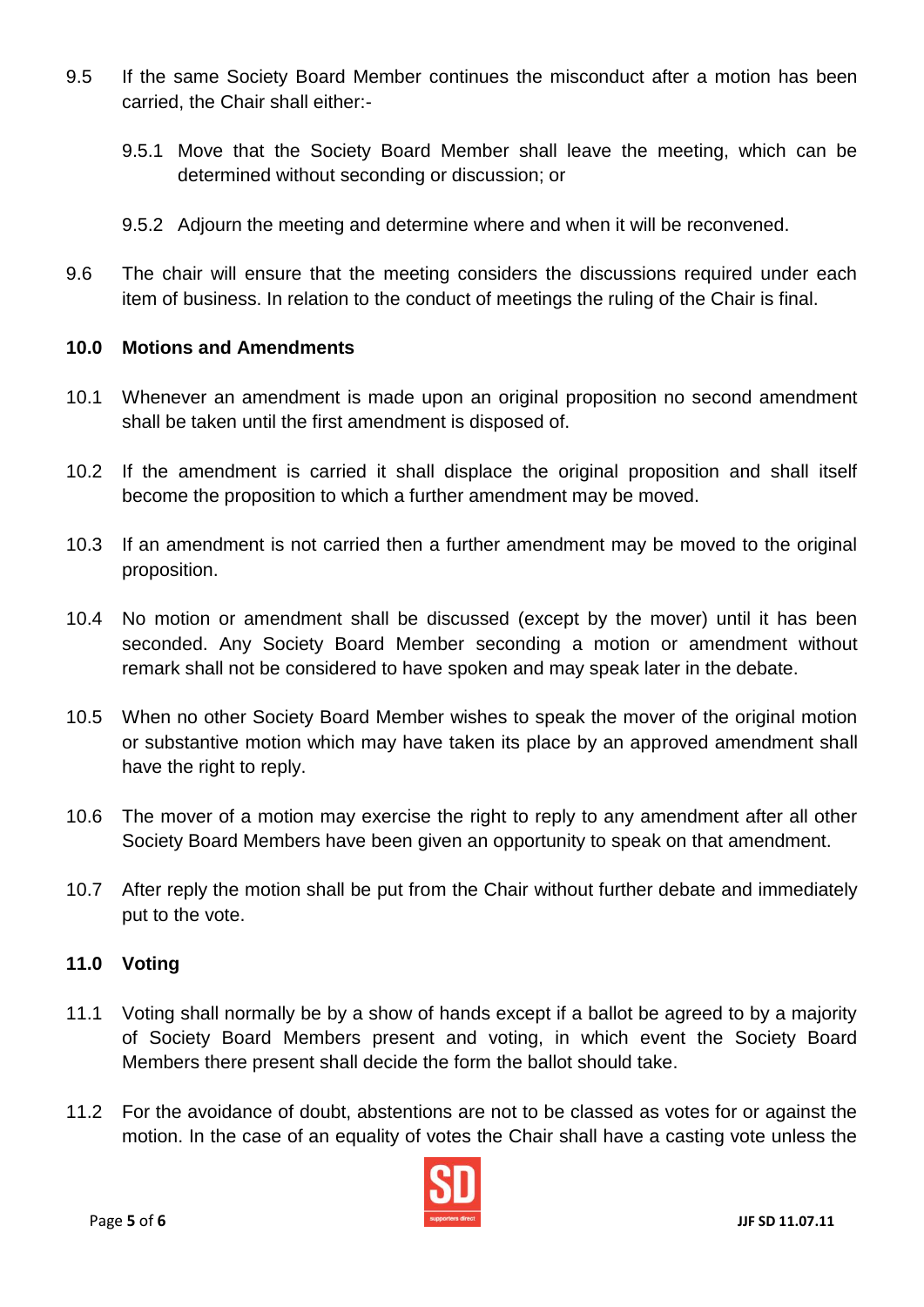9.5 If the same Society Board Member continues the misconduct after a motion has been carried, the Chair shall either:-

9.5.1 Move that the Society Board Member shall leave the meeting, which can be determined without seconding or discussion; or

9.5.2 Adjourn the meeting and determine where and when it will be reconvened.

9.6 The chair will ensure that the meeting considers the discussions required under each item of business. In relation to the conduct of meetings the ruling of the Chair is final.

**10.0 Motions and Amendments**

10.1 Whenever an amendment is made upon an original proposition no second amendment shall be taken until the first amendment is disposed of.

10.2 If the amendment is carried it shall displace the original proposition and shall itself become the proposition to which a further amendment may be moved.

10.3 If an amendment is not carried then a further amendment may be moved to the original proposition.

10.4 No motion or amendment shall be discussed (except by the mover) until it has been seconded. Any Society Board Member seconding a motion or amendment without remark shall not be considered to have spoken and may speak later in the debate.

10.5 When no other Society Board Member wishes to speak the mover of the original motion or substantive motion which may have taken its place by an approved amendment shall have the right to reply.

10.6 The mover of a motion may exercise the right to reply to any amendment after all other Society Board Members have been given an opportunity to speak on that amendment.

10.7 After reply the motion shall be put from the Chair without further debate and immediately put to the vote.

**11.0 Voting**

11.1 Voting shall normally be by a show of hands except if a ballot be agreed to by a majority of Society Board Members present and voting, in which event the Society Board Members there present shall decide the form the ballot should take.

11.2 For the avoidance of doubt, abstentions are not to be classed as votes for or against the motion. In the case of an equality of votes the Chair shall have a casting vote unless the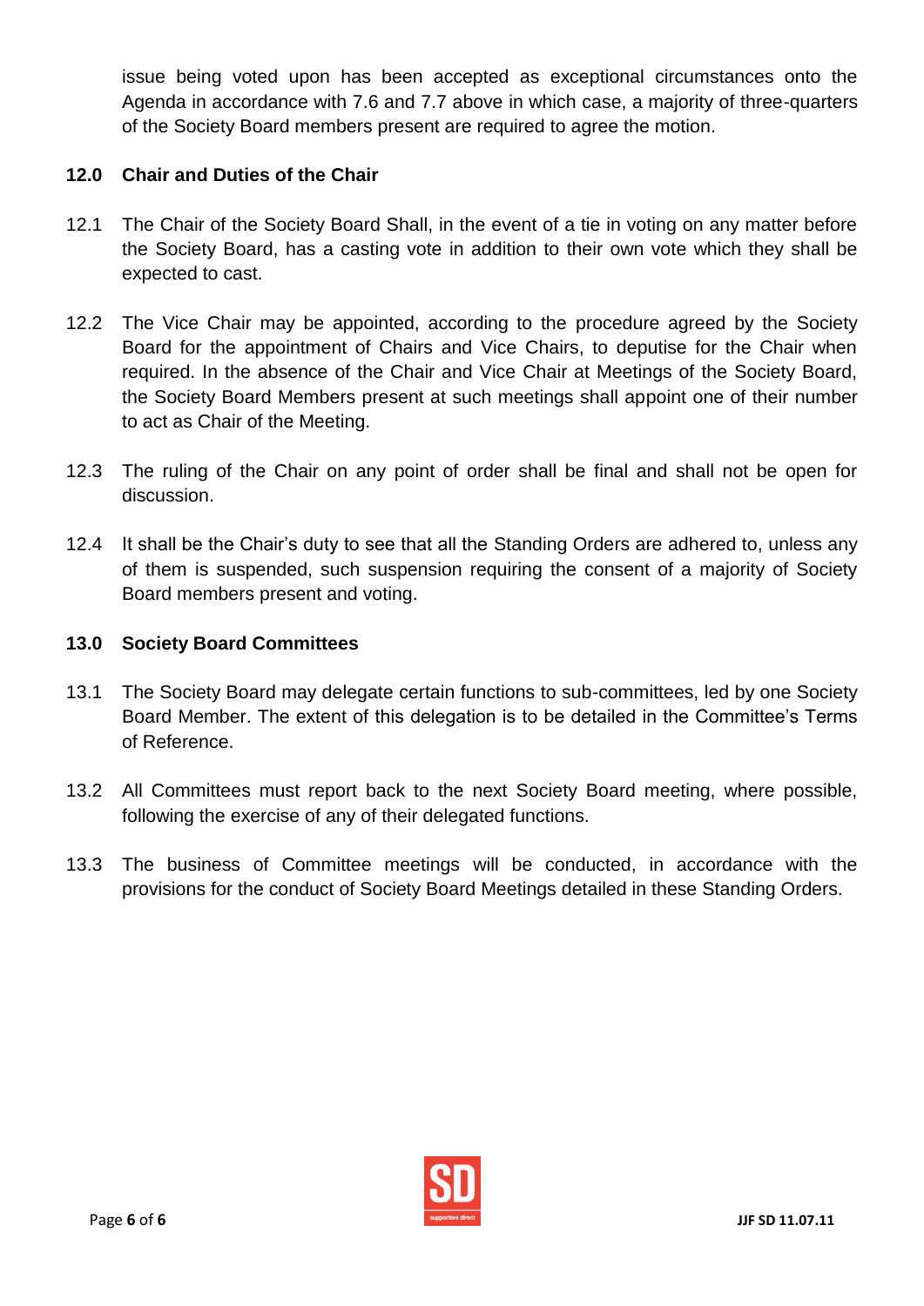issue being voted upon has been accepted as exceptional circumstances onto the Agenda in accordance with 7.6 and 7.7 above in which case, a majority of three-quarters of the Society Board members present are required to agree the motion.

**12.0 Chair and Duties of the Chair**

12.1 The Chair of the Society Board Shall, in the event of a tie in voting on any matter before the Society Board, has a casting vote in addition to their own vote which they shall be expected to cast.

12.2 The Vice Chair may be appointed, according to the procedure agreed by the Society Board for the appointment of Chairs and Vice Chairs, to deputise for the Chair when required. In the absence of the Chair and Vice Chair at Meetings of the Society Board, the Society Board Members present at such meetings shall appoint one of their number to act as Chair of the Meeting.

12.3 The ruling of the Chair on any point of order shall be final and shall not be open for discussion.

12.4 It shall be the Chair's duty to see that all the Standing Orders are adhered to, unless any of them is suspended, such suspension requiring the consent of a majority of Society Board members present and voting.

**13.0 Society Board Committees**

13.1 The Society Board may delegate certain functions to sub-committees, led by one Society Board Member. The extent of this delegation is to be detailed in the Committee's Terms of Reference.

13.2 All Committees must report back to the next Society Board meeting, where possible, following the exercise of any of their delegated functions.

13.3 The business of Committee meetings will be conducted, in accordance with the provisions for the conduct of Society Board Meetings detailed in these Standing Orders.